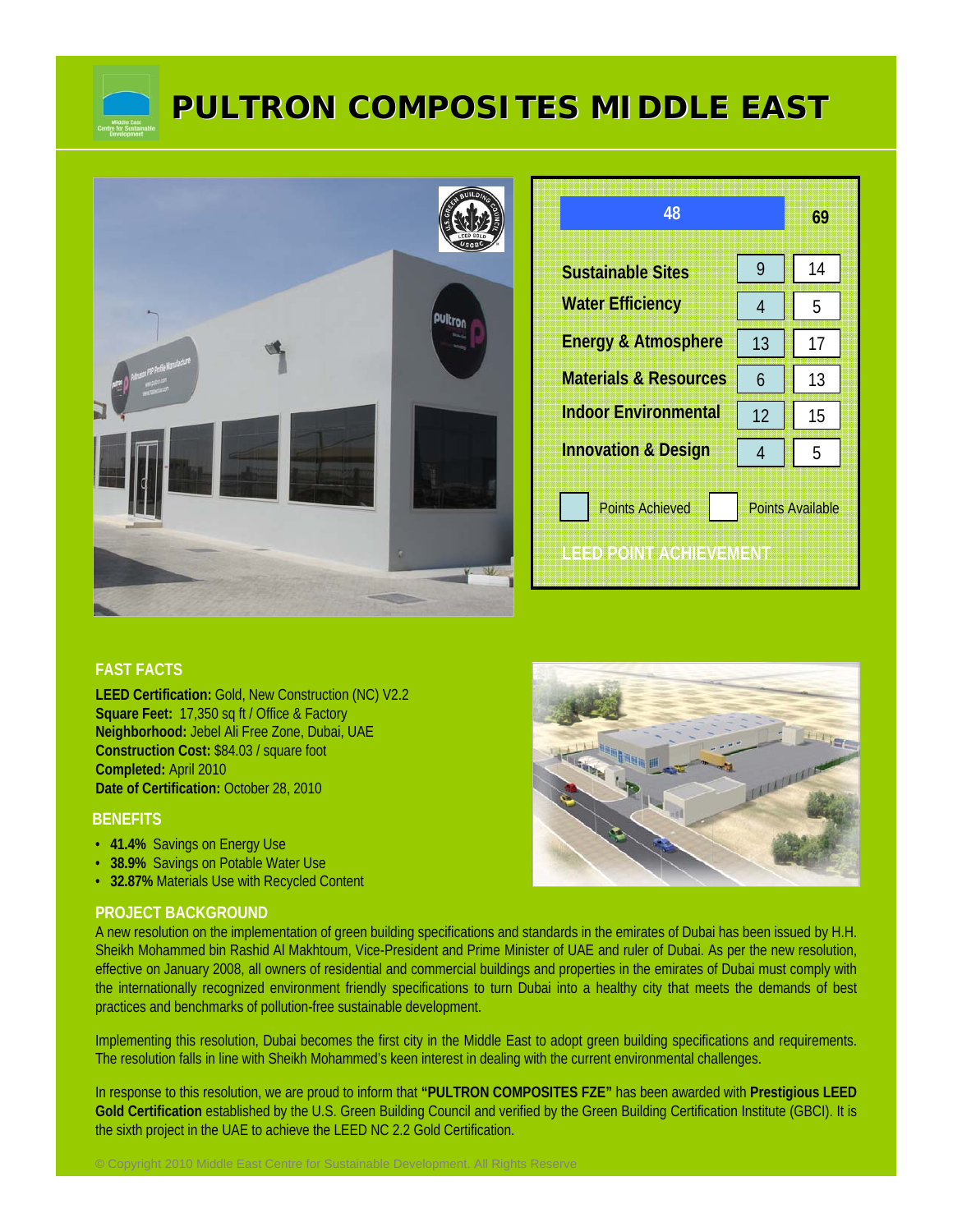# PULTRON COMPOSITES MIDDLE EAST

## LEED POINT ACHIEVEMENT

| Category | Points Achieved | Points Available |
|---|---|---|
| **Total** | 48 | 69 |
| Sustainable Sites | 9 | 14 |
| Water Efficiency | 4 | 5 |
| Energy & Atmosphere | 13 | 17 |
| Materials & Resources | 6 | 13 |
| Indoor Environmental | 12 | 15 |
| Innovation & Design | 4 | 5 |

### FAST FACTS

**LEED Certification:** Gold, New Construction (NC) V2.2
**Square Feet:** 17,350 sq ft / Office & Factory
**Neighborhood:** Jebel Ali Free Zone, Dubai, UAE
**Construction Cost:** $84.03 / square foot
**Completed:** April 2010
**Date of Certification:** October 28, 2010

### BENEFITS

- **41.4%** Savings on Energy Use
- **38.9%** Savings on Potable Water Use
- **32.87%** Materials Use with Recycled Content

### PROJECT BACKGROUND

A new resolution on the implementation of green building specifications and standards in the emirates of Dubai has been issued by H.H. Sheikh Mohammed bin Rashid Al Makhtoum, Vice-President and Prime Minister of UAE and ruler of Dubai. As per the new resolution, effective on January 2008, all owners of residential and commercial buildings and properties in the emirates of Dubai must comply with the internationally recognized environment friendly specifications to turn Dubai into a healthy city that meets the demands of best practices and benchmarks of pollution-free sustainable development.

Implementing this resolution, Dubai becomes the first city in the Middle East to adopt green building specifications and requirements. The resolution falls in line with Sheikh Mohammed's keen interest in dealing with the current environmental challenges.

In response to this resolution, we are proud to inform that **"PULTRON COMPOSITES FZE"** has been awarded with **Prestigious LEED Gold Certification** established by the U.S. Green Building Council and verified by the Green Building Certification Institute (GBCI). It is the sixth project in the UAE to achieve the LEED NC 2.2 Gold Certification.

© Copyright 2010 Middle East Centre for Sustainable Development. All Rights Reserve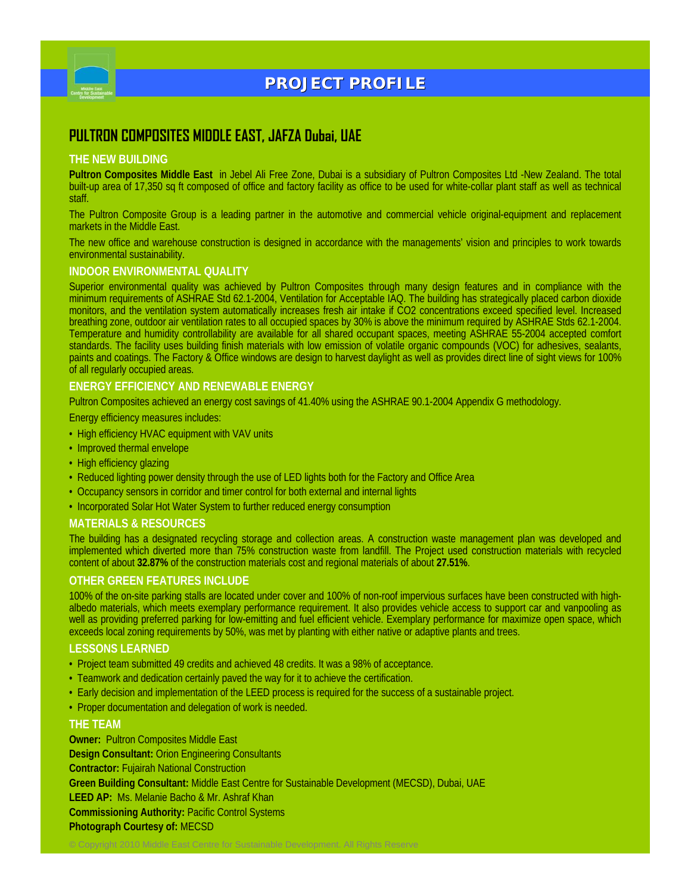# PROJECT PROFILE

## PULTRON COMPOSITES MIDDLE EAST, JAFZA Dubai, UAE

### THE NEW BUILDING

**Pultron Composites Middle East** in Jebel Ali Free Zone, Dubai is a subsidiary of Pultron Composites Ltd -New Zealand. The total built-up area of 17,350 sq ft composed of office and factory facility as office to be used for white-collar plant staff as well as technical staff.

The Pultron Composite Group is a leading partner in the automotive and commercial vehicle original-equipment and replacement markets in the Middle East.

The new office and warehouse construction is designed in accordance with the managements' vision and principles to work towards environmental sustainability.

### INDOOR ENVIRONMENTAL QUALITY

Superior environmental quality was achieved by Pultron Composites through many design features and in compliance with the minimum requirements of ASHRAE Std 62.1-2004, Ventilation for Acceptable IAQ. The building has strategically placed carbon dioxide monitors, and the ventilation system automatically increases fresh air intake if $CO_2$ concentrations exceed specified level. Increased breathing zone, outdoor air ventilation rates to all occupied spaces by 30% is above the minimum required by ASHRAE Stds 62.1-2004. Temperature and humidity controllability are available for all shared occupant spaces, meeting ASHRAE 55-2004 accepted comfort standards. The facility uses building finish materials with low emission of volatile organic compounds (VOC) for adhesives, sealants, paints and coatings. The Factory & Office windows are design to harvest daylight as well as provides direct line of sight views for 100% of all regularly occupied areas.

### ENERGY EFFICIENCY AND RENEWABLE ENERGY

Pultron Composites achieved an energy cost savings of 41.40% using the ASHRAE 90.1-2004 Appendix G methodology.

Energy efficiency measures includes:

- High efficiency HVAC equipment with VAV units
- Improved thermal envelope
- High efficiency glazing
- Reduced lighting power density through the use of LED lights both for the Factory and Office Area
- Occupancy sensors in corridor and timer control for both external and internal lights
- Incorporated Solar Hot Water System to further reduced energy consumption

### MATERIALS & RESOURCES

The building has a designated recycling storage and collection areas. A construction waste management plan was developed and implemented which diverted more than 75% construction waste from landfill. The Project used construction materials with recycled content of about **32.87%** of the construction materials cost and regional materials of about **27.51%**.

### OTHER GREEN FEATURES INCLUDE

100% of the on-site parking stalls are located under cover and 100% of non-roof impervious surfaces have been constructed with high-albedo materials, which meets exemplary performance requirement. It also provides vehicle access to support car and vanpooling as well as providing preferred parking for low-emitting and fuel efficient vehicle. Exemplary performance for maximize open space, which exceeds local zoning requirements by 50%, was met by planting with either native or adaptive plants and trees.

### LESSONS LEARNED

- Project team submitted 49 credits and achieved 48 credits. It was a 98% of acceptance.
- Teamwork and dedication certainly paved the way for it to achieve the certification.
- Early decision and implementation of the LEED process is required for the success of a sustainable project.
- Proper documentation and delegation of work is needed.

### THE TEAM

**Owner:** Pultron Composites Middle East

**Design Consultant:** Orion Engineering Consultants

**Contractor:** Fujairah National Construction

**Green Building Consultant:** Middle East Centre for Sustainable Development (MECSD), Dubai, UAE

**LEED AP:** Ms. Melanie Bacho & Mr. Ashraf Khan

**Commissioning Authority:** Pacific Control Systems

**Photograph Courtesy of:** MECSD

© Copyright 2010 Middle East Centre for Sustainable Development. All Rights Reserve